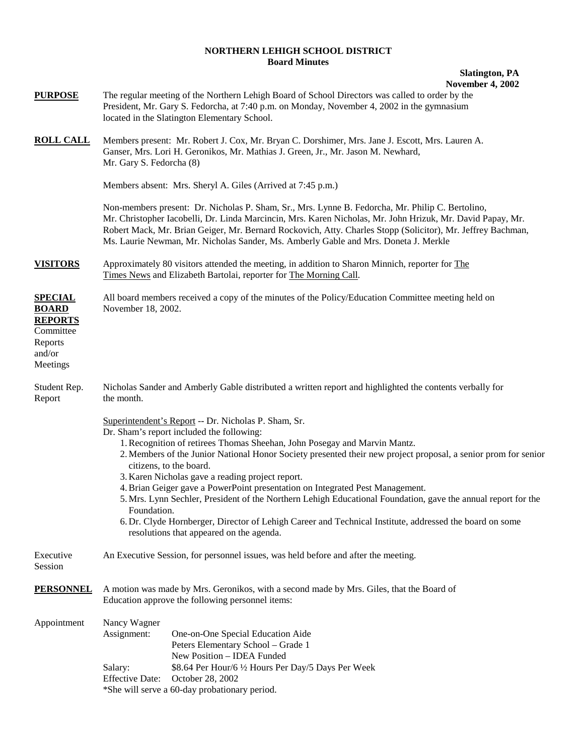# NORTHERN LEHIGH SCHOOL DISTRICT
## Board Minutes

**Slatington, PA**
**November 4, 2002**

**PURPOSE** The regular meeting of the Northern Lehigh Board of School Directors was called to order by the President, Mr. Gary S. Fedorcha, at 7:40 p.m. on Monday, November 4, 2002 in the gymnasium located in the Slatington Elementary School.

**ROLL CALL** Members present: Mr. Robert J. Cox, Mr. Bryan C. Dorshimer, Mrs. Jane J. Escott, Mrs. Lauren A. Ganser, Mrs. Lori H. Geronikos, Mr. Mathias J. Green, Jr., Mr. Jason M. Newhard, Mr. Gary S. Fedorcha (8)

Members absent: Mrs. Sheryl A. Giles (Arrived at 7:45 p.m.)

Non-members present: Dr. Nicholas P. Sham, Sr., Mrs. Lynne B. Fedorcha, Mr. Philip C. Bertolino, Mr. Christopher Iacobelli, Dr. Linda Marcincin, Mrs. Karen Nicholas, Mr. John Hrizuk, Mr. David Papay, Mr. Robert Mack, Mr. Brian Geiger, Mr. Bernard Rockovich, Atty. Charles Stopp (Solicitor), Mr. Jeffrey Bachman, Ms. Laurie Newman, Mr. Nicholas Sander, Ms. Amberly Gable and Mrs. Doneta J. Merkle

**VISITORS** Approximately 80 visitors attended the meeting, in addition to Sharon Minnich, reporter for The Times News and Elizabeth Bartolai, reporter for The Morning Call.

**SPECIAL BOARD REPORTS**
Committee Reports and/or Meetings

All board members received a copy of the minutes of the Policy/Education Committee meeting held on November 18, 2002.

Student Rep. Report

Nicholas Sander and Amberly Gable distributed a written report and highlighted the contents verbally for the month.

Superintendent's Report -- Dr. Nicholas P. Sham, Sr.
Dr. Sham's report included the following:

1. Recognition of retirees Thomas Sheehan, John Posegay and Marvin Mantz.
2. Members of the Junior National Honor Society presented their new project proposal, a senior prom for senior citizens, to the board.
3. Karen Nicholas gave a reading project report.
4. Brian Geiger gave a PowerPoint presentation on Integrated Pest Management.
5. Mrs. Lynn Sechler, President of the Northern Lehigh Educational Foundation, gave the annual report for the Foundation.
6. Dr. Clyde Hornberger, Director of Lehigh Career and Technical Institute, addressed the board on some resolutions that appeared on the agenda.

Executive Session

An Executive Session, for personnel issues, was held before and after the meeting.

**PERSONNEL** A motion was made by Mrs. Geronikos, with a second made by Mrs. Giles, that the Board of Education approve the following personnel items:

Appointment

Nancy Wagner
Assignment: One-on-One Special Education Aide
Peters Elementary School – Grade 1
New Position – IDEA Funded
Salary: $8.64 Per Hour/6 ½ Hours Per Day/5 Days Per Week
Effective Date: October 28, 2002
*She will serve a 60-day probationary period.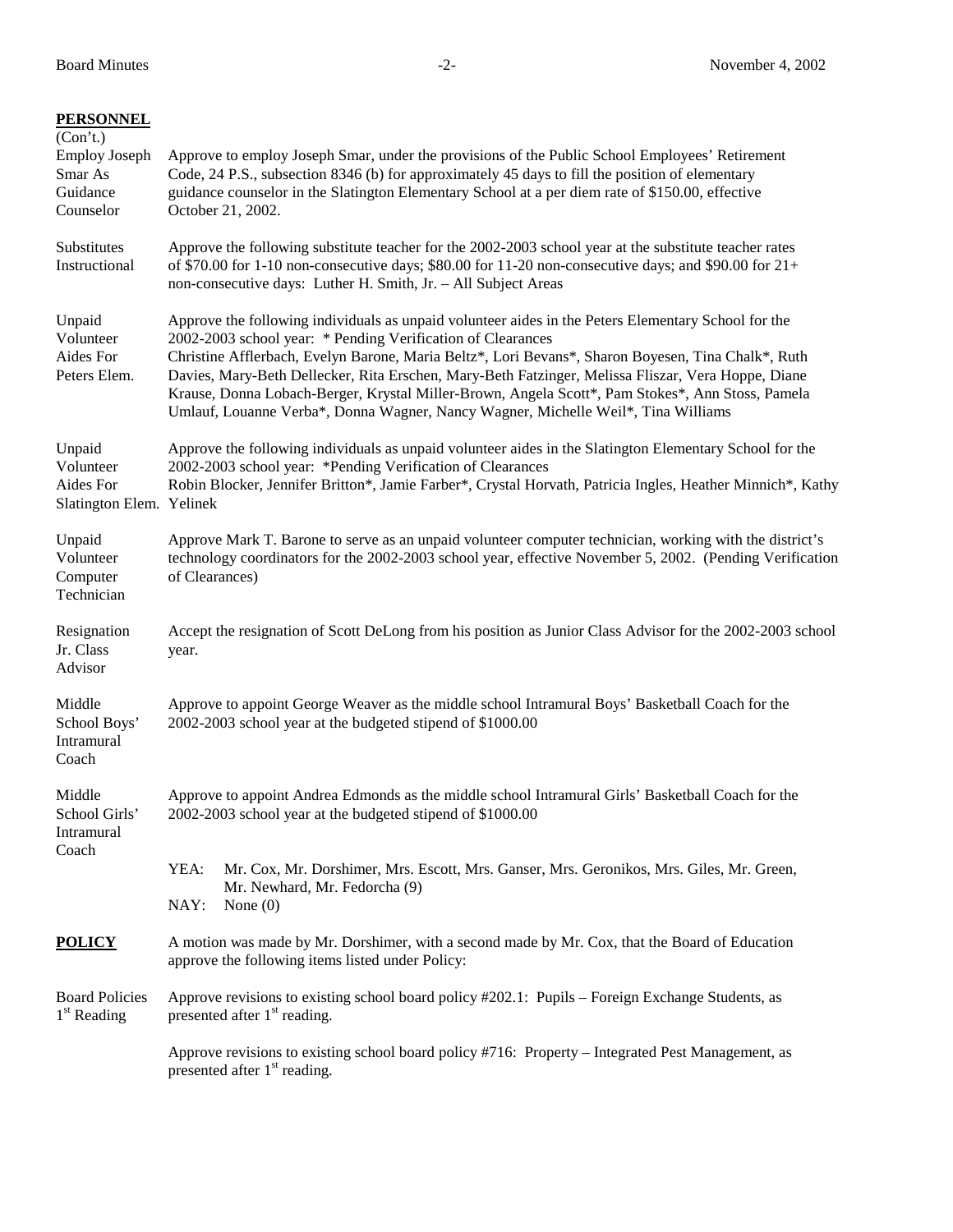**PERSONNEL**
(Con't.)

**Employ Joseph Smar As Guidance Counselor**

Approve to employ Joseph Smar, under the provisions of the Public School Employees' Retirement Code, 24 P.S., subsection 8346 (b) for approximately 45 days to fill the position of elementary guidance counselor in the Slatington Elementary School at a per diem rate of \$150.00, effective October 21, 2002.

**Substitutes Instructional**

Approve the following substitute teacher for the 2002-2003 school year at the substitute teacher rates of \$70.00 for 1-10 non-consecutive days; \$80.00 for 11-20 non-consecutive days; and \$90.00 for 21+ non-consecutive days: Luther H. Smith, Jr. – All Subject Areas

**Unpaid Volunteer Aides For Peters Elem.**

Approve the following individuals as unpaid volunteer aides in the Peters Elementary School for the 2002-2003 school year: * Pending Verification of Clearances

Christine Afflerbach, Evelyn Barone, Maria Beltz*, Lori Bevans*, Sharon Boyesen, Tina Chalk*, Ruth Davies, Mary-Beth Dellecker, Rita Erschen, Mary-Beth Fatzinger, Melissa Fliszar, Vera Hoppe, Diane Krause, Donna Lobach-Berger, Krystal Miller-Brown, Angela Scott*, Pam Stokes*, Ann Stoss, Pamela Umlauf, Louanne Verba*, Donna Wagner, Nancy Wagner, Michelle Weil*, Tina Williams

**Unpaid Volunteer Aides For Slatington Elem.**

Approve the following individuals as unpaid volunteer aides in the Slatington Elementary School for the 2002-2003 school year: *Pending Verification of Clearances

Robin Blocker, Jennifer Britton*, Jamie Farber*, Crystal Horvath, Patricia Ingles, Heather Minnich*, Kathy Yelinek

**Unpaid Volunteer Computer Technician**

Approve Mark T. Barone to serve as an unpaid volunteer computer technician, working with the district's technology coordinators for the 2002-2003 school year, effective November 5, 2002. (Pending Verification of Clearances)

**Resignation Jr. Class Advisor**

Accept the resignation of Scott DeLong from his position as Junior Class Advisor for the 2002-2003 school year.

**Middle School Boys' Intramural Coach**

Approve to appoint George Weaver as the middle school Intramural Boys' Basketball Coach for the 2002-2003 school year at the budgeted stipend of \$1000.00

**Middle School Girls' Intramural Coach**

Approve to appoint Andrea Edmonds as the middle school Intramural Girls' Basketball Coach for the 2002-2003 school year at the budgeted stipend of \$1000.00

YEA: Mr. Cox, Mr. Dorshimer, Mrs. Escott, Mrs. Ganser, Mrs. Geronikos, Mrs. Giles, Mr. Green, Mr. Newhard, Mr. Fedorcha (9)
NAY: None (0)

**POLICY**

A motion was made by Mr. Dorshimer, with a second made by Mr. Cox, that the Board of Education approve the following items listed under Policy:

**Board Policies 1st Reading**

Approve revisions to existing school board policy #202.1: Pupils – Foreign Exchange Students, as presented after 1st reading.

Approve revisions to existing school board policy #716: Property – Integrated Pest Management, as presented after 1st reading.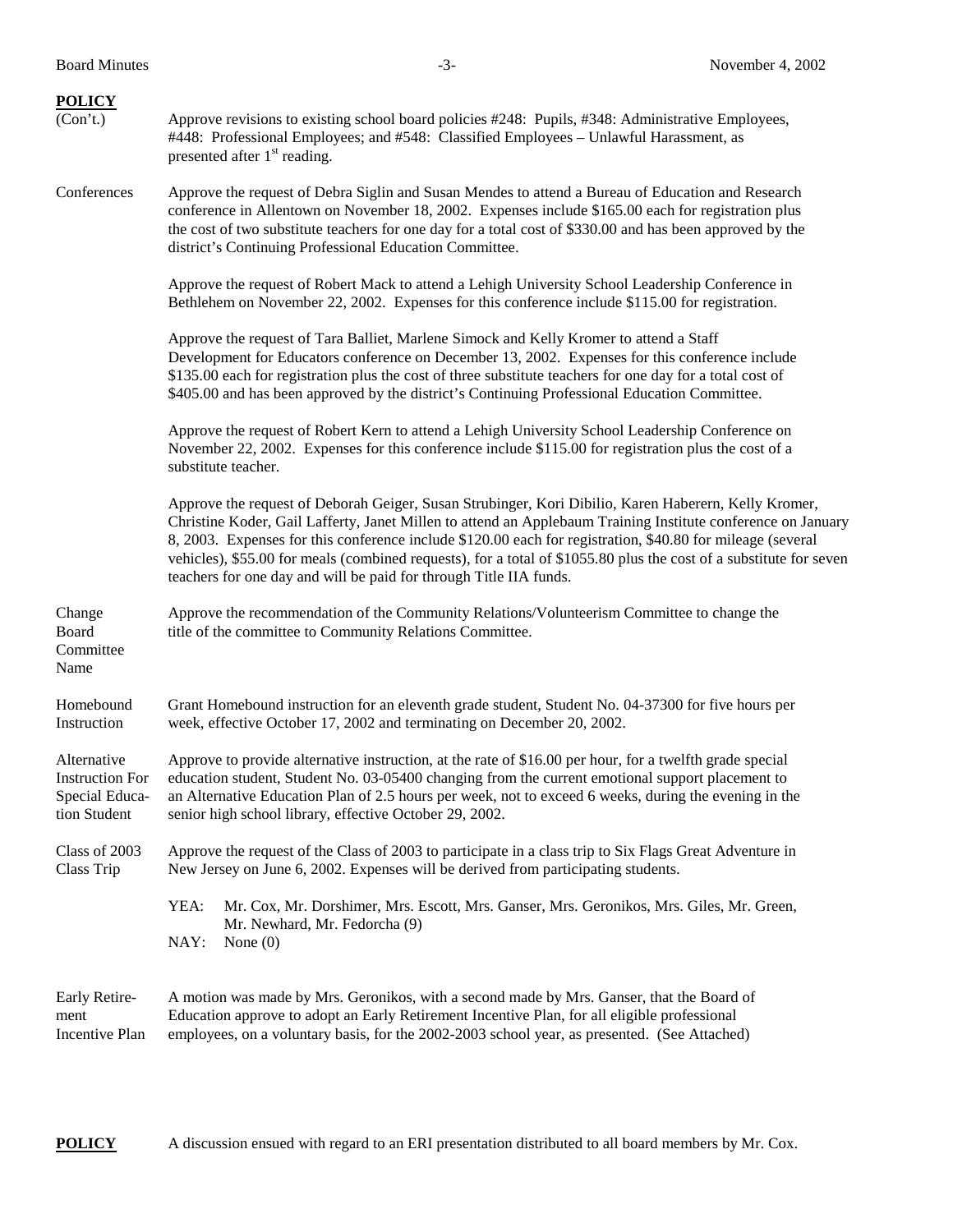**POLICY** (Con't.)

Approve revisions to existing school board policies #248: Pupils, #348: Administrative Employees, #448: Professional Employees; and #548: Classified Employees – Unlawful Harassment, as presented after 1st reading.

Conferences

Approve the request of Debra Siglin and Susan Mendes to attend a Bureau of Education and Research conference in Allentown on November 18, 2002. Expenses include $165.00 each for registration plus the cost of two substitute teachers for one day for a total cost of $330.00 and has been approved by the district's Continuing Professional Education Committee.

Approve the request of Robert Mack to attend a Lehigh University School Leadership Conference in Bethlehem on November 22, 2002. Expenses for this conference include $115.00 for registration.

Approve the request of Tara Balliet, Marlene Simock and Kelly Kromer to attend a Staff Development for Educators conference on December 13, 2002. Expenses for this conference include $135.00 each for registration plus the cost of three substitute teachers for one day for a total cost of $405.00 and has been approved by the district's Continuing Professional Education Committee.

Approve the request of Robert Kern to attend a Lehigh University School Leadership Conference on November 22, 2002. Expenses for this conference include $115.00 for registration plus the cost of a substitute teacher.

Approve the request of Deborah Geiger, Susan Strubinger, Kori Dibilio, Karen Haberern, Kelly Kromer, Christine Koder, Gail Lafferty, Janet Millen to attend an Applebaum Training Institute conference on January 8, 2003. Expenses for this conference include $120.00 each for registration, $40.80 for mileage (several vehicles), $55.00 for meals (combined requests), for a total of $1055.80 plus the cost of a substitute for seven teachers for one day and will be paid for through Title IIA funds.

Change Board Committee Name

Approve the recommendation of the Community Relations/Volunteerism Committee to change the title of the committee to Community Relations Committee.

Homebound Instruction

Grant Homebound instruction for an eleventh grade student, Student No. 04-37300 for five hours per week, effective October 17, 2002 and terminating on December 20, 2002.

Alternative Instruction For Special Education Student

Approve to provide alternative instruction, at the rate of $16.00 per hour, for a twelfth grade special education student, Student No. 03-05400 changing from the current emotional support placement to an Alternative Education Plan of 2.5 hours per week, not to exceed 6 weeks, during the evening in the senior high school library, effective October 29, 2002.

Class of 2003 Class Trip

Approve the request of the Class of 2003 to participate in a class trip to Six Flags Great Adventure in New Jersey on June 6, 2002. Expenses will be derived from participating students.

YEA: Mr. Cox, Mr. Dorshimer, Mrs. Escott, Mrs. Ganser, Mrs. Geronikos, Mrs. Giles, Mr. Green, Mr. Newhard, Mr. Fedorcha (9)
NAY: None (0)

Early Retirement Incentive Plan

A motion was made by Mrs. Geronikos, with a second made by Mrs. Ganser, that the Board of Education approve to adopt an Early Retirement Incentive Plan, for all eligible professional employees, on a voluntary basis, for the 2002-2003 school year, as presented. (See Attached)

**POLICY**

A discussion ensued with regard to an ERI presentation distributed to all board members by Mr. Cox.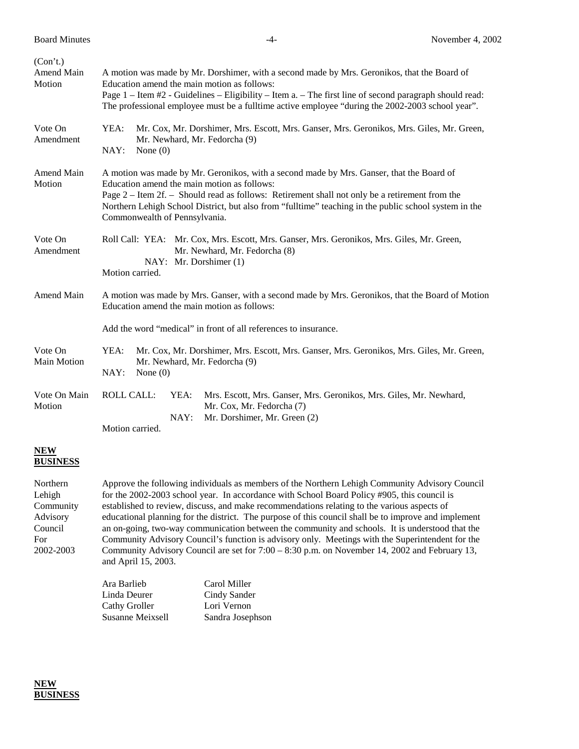(Con't.)

**Amend Main Motion**

A motion was made by Mr. Dorshimer, with a second made by Mrs. Geronikos, that the Board of Education amend the main motion as follows:
Page 1 – Item #2 - Guidelines – Eligibility – Item a. – The first line of second paragraph should read: The professional employee must be a fulltime active employee "during the 2002-2003 school year".

**Vote On Amendment**

YEA: Mr. Cox, Mr. Dorshimer, Mrs. Escott, Mrs. Ganser, Mrs. Geronikos, Mrs. Giles, Mr. Green, Mr. Newhard, Mr. Fedorcha (9)
NAY: None (0)

**Amend Main Motion**

A motion was made by Mr. Geronikos, with a second made by Mrs. Ganser, that the Board of Education amend the main motion as follows:
Page 2 – Item 2f. – Should read as follows: Retirement shall not only be a retirement from the Northern Lehigh School District, but also from "fulltime" teaching in the public school system in the Commonwealth of Pennsylvania.

**Vote On Amendment**

Roll Call: YEA: Mr. Cox, Mrs. Escott, Mrs. Ganser, Mrs. Geronikos, Mrs. Giles, Mr. Green, Mr. Newhard, Mr. Fedorcha (8)
NAY: Mr. Dorshimer (1)
Motion carried.

**Amend Main**

A motion was made by Mrs. Ganser, with a second made by Mrs. Geronikos, that the Board of Motion Education amend the main motion as follows:

Add the word "medical" in front of all references to insurance.

**Vote On Main Motion**

YEA: Mr. Cox, Mr. Dorshimer, Mrs. Escott, Mrs. Ganser, Mrs. Geronikos, Mrs. Giles, Mr. Green, Mr. Newhard, Mr. Fedorcha (9)
NAY: None (0)

**Vote On Main Motion**

ROLL CALL: YEA: Mrs. Escott, Mrs. Ganser, Mrs. Geronikos, Mrs. Giles, Mr. Newhard, Mr. Cox, Mr. Fedorcha (7)
NAY: Mr. Dorshimer, Mr. Green (2)
Motion carried.

## NEW BUSINESS

**Northern Lehigh Community Advisory Council For 2002-2003**

Approve the following individuals as members of the Northern Lehigh Community Advisory Council for the 2002-2003 school year. In accordance with School Board Policy #905, this council is established to review, discuss, and make recommendations relating to the various aspects of educational planning for the district. The purpose of this council shall be to improve and implement an on-going, two-way communication between the community and schools. It is understood that the Community Advisory Council's function is advisory only. Meetings with the Superintendent for the Community Advisory Council are set for 7:00 – 8:30 p.m. on November 14, 2002 and February 13, and April 15, 2003.

| | |
|---|---|
| Ara Barlieb | Carol Miller |
| Linda Deurer | Cindy Sander |
| Cathy Groller | Lori Vernon |
| Susanne Meixsell | Sandra Josephson |

## NEW BUSINESS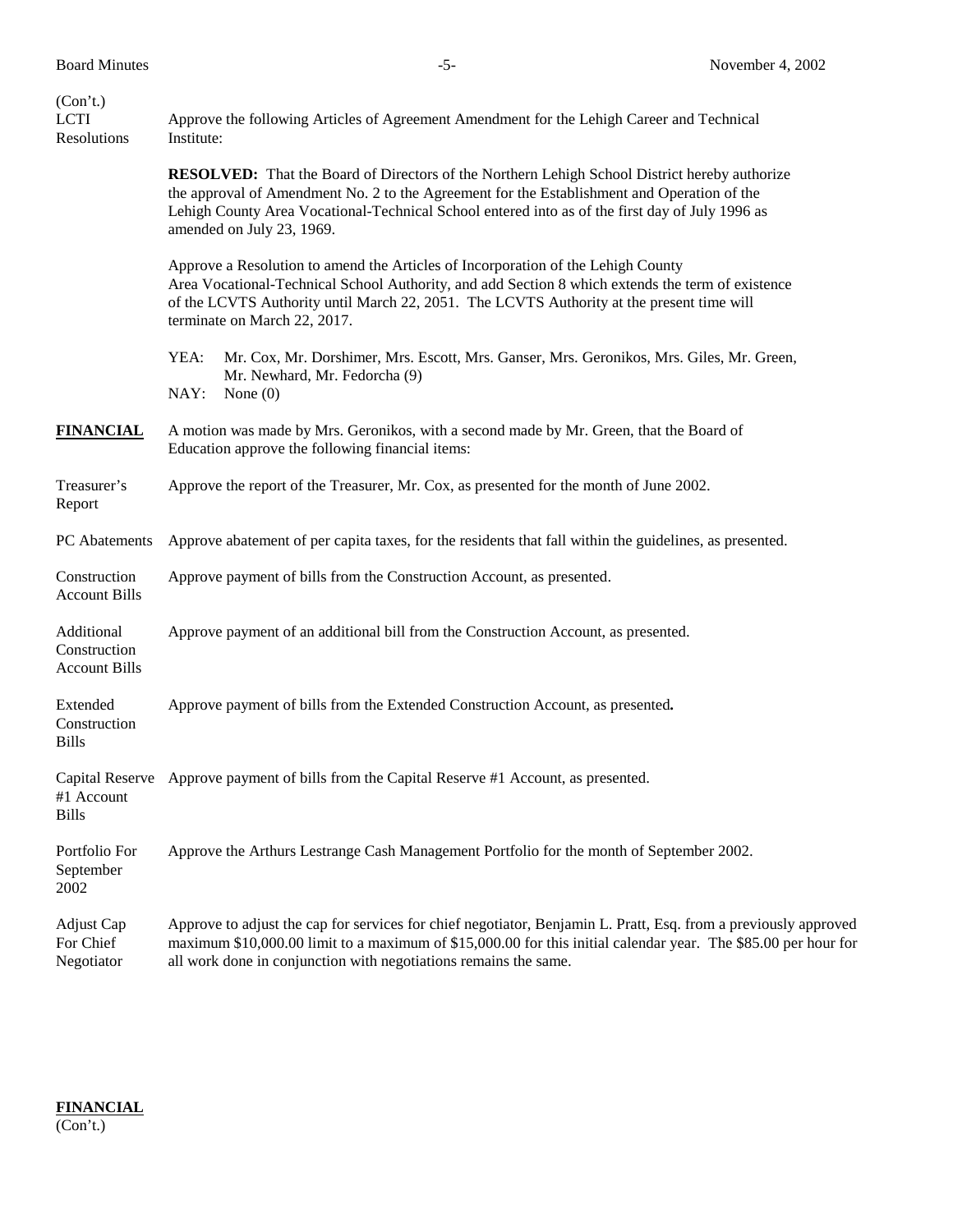(Con't.)

**LCTI Resolutions**

Approve the following Articles of Agreement Amendment for the Lehigh Career and Technical Institute:

**RESOLVED:** That the Board of Directors of the Northern Lehigh School District hereby authorize the approval of Amendment No. 2 to the Agreement for the Establishment and Operation of the Lehigh County Area Vocational-Technical School entered into as of the first day of July 1996 as amended on July 23, 1969.

Approve a Resolution to amend the Articles of Incorporation of the Lehigh County Area Vocational-Technical School Authority, and add Section 8 which extends the term of existence of the LCVTS Authority until March 22, 2051. The LCVTS Authority at the present time will terminate on March 22, 2017.

YEA: Mr. Cox, Mr. Dorshimer, Mrs. Escott, Mrs. Ganser, Mrs. Geronikos, Mrs. Giles, Mr. Green, Mr. Newhard, Mr. Fedorcha (9)
NAY: None (0)

**FINANCIAL**

A motion was made by Mrs. Geronikos, with a second made by Mr. Green, that the Board of Education approve the following financial items:

**Treasurer's Report** — Approve the report of the Treasurer, Mr. Cox, as presented for the month of June 2002.

**PC Abatements** — Approve abatement of per capita taxes, for the residents that fall within the guidelines, as presented.

**Construction Account Bills** — Approve payment of bills from the Construction Account, as presented.

**Additional Construction Account Bills** — Approve payment of an additional bill from the Construction Account, as presented.

**Extended Construction Bills** — Approve payment of bills from the Extended Construction Account, as presented.

**Capital Reserve #1 Account Bills** — Approve payment of bills from the Capital Reserve #1 Account, as presented.

**Portfolio For September 2002** — Approve the Arthurs Lestrange Cash Management Portfolio for the month of September 2002.

**Adjust Cap For Chief Negotiator** — Approve to adjust the cap for services for chief negotiator, Benjamin L. Pratt, Esq. from a previously approved maximum $10,000.00 limit to a maximum of $15,000.00 for this initial calendar year. The $85.00 per hour for all work done in conjunction with negotiations remains the same.

**FINANCIAL**
(Con't.)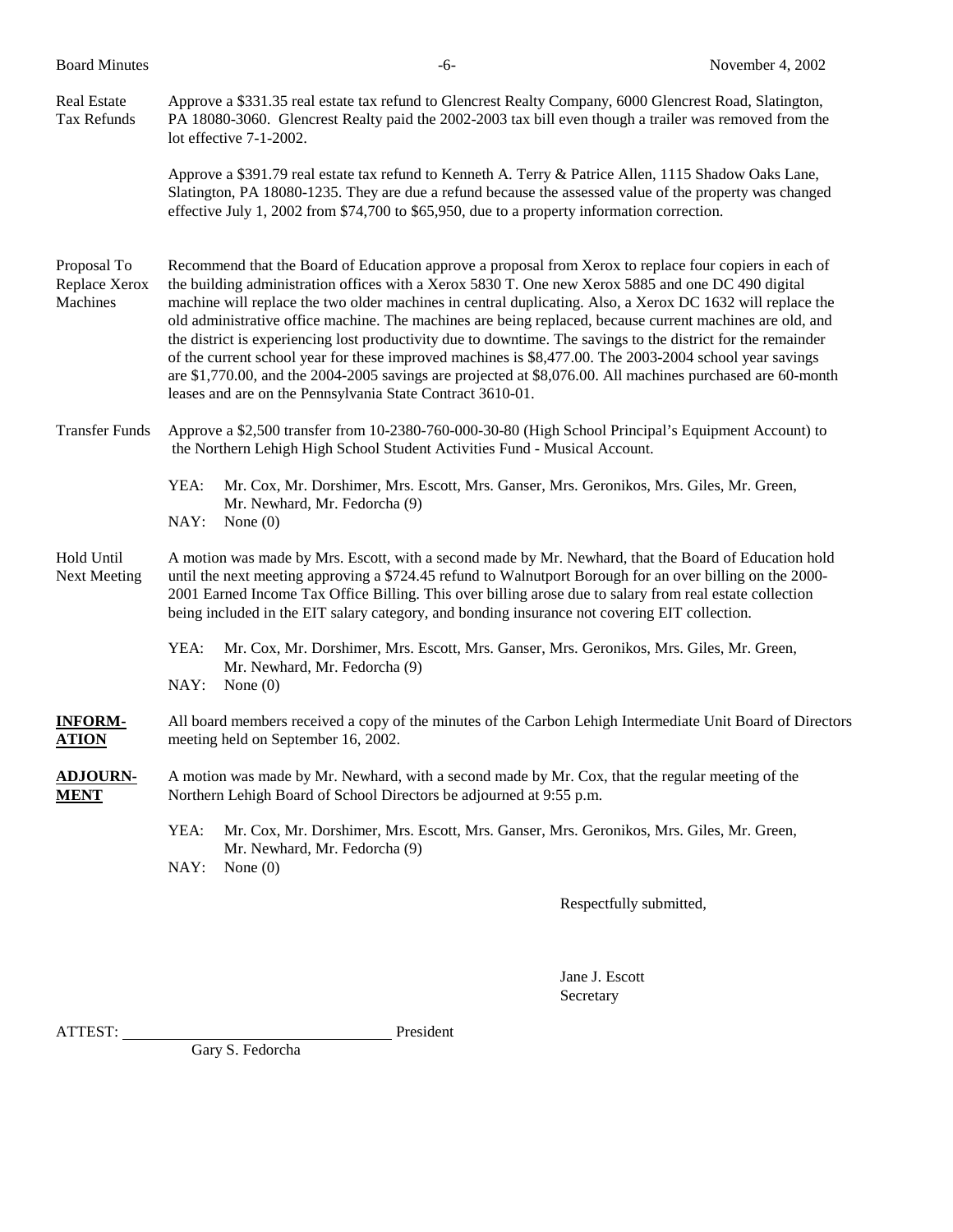**Real Estate Tax Refunds**

Approve a \$331.35 real estate tax refund to Glencrest Realty Company, 6000 Glencrest Road, Slatington, PA 18080-3060. Glencrest Realty paid the 2002-2003 tax bill even though a trailer was removed from the lot effective 7-1-2002.

Approve a \$391.79 real estate tax refund to Kenneth A. Terry & Patrice Allen, 1115 Shadow Oaks Lane, Slatington, PA 18080-1235. They are due a refund because the assessed value of the property was changed effective July 1, 2002 from \$74,700 to \$65,950, due to a property information correction.

**Proposal To Replace Xerox Machines**

Recommend that the Board of Education approve a proposal from Xerox to replace four copiers in each of the building administration offices with a Xerox 5830 T. One new Xerox 5885 and one DC 490 digital machine will replace the two older machines in central duplicating. Also, a Xerox DC 1632 will replace the old administrative office machine. The machines are being replaced, because current machines are old, and the district is experiencing lost productivity due to downtime. The savings to the district for the remainder of the current school year for these improved machines is \$8,477.00. The 2003-2004 school year savings are \$1,770.00, and the 2004-2005 savings are projected at \$8,076.00. All machines purchased are 60-month leases and are on the Pennsylvania State Contract 3610-01.

**Transfer Funds**

Approve a \$2,500 transfer from 10-2380-760-000-30-80 (High School Principal's Equipment Account) to the Northern Lehigh High School Student Activities Fund - Musical Account.

YEA: Mr. Cox, Mr. Dorshimer, Mrs. Escott, Mrs. Ganser, Mrs. Geronikos, Mrs. Giles, Mr. Green, Mr. Newhard, Mr. Fedorcha (9)
NAY: None (0)

**Hold Until Next Meeting**

A motion was made by Mrs. Escott, with a second made by Mr. Newhard, that the Board of Education hold until the next meeting approving a \$724.45 refund to Walnutport Borough for an over billing on the 2000-2001 Earned Income Tax Office Billing. This over billing arose due to salary from real estate collection being included in the EIT salary category, and bonding insurance not covering EIT collection.

YEA: Mr. Cox, Mr. Dorshimer, Mrs. Escott, Mrs. Ganser, Mrs. Geronikos, Mrs. Giles, Mr. Green, Mr. Newhard, Mr. Fedorcha (9)
NAY: None (0)

## INFORMATION

All board members received a copy of the minutes of the Carbon Lehigh Intermediate Unit Board of Directors meeting held on September 16, 2002.

## ADJOURNMENT

A motion was made by Mr. Newhard, with a second made by Mr. Cox, that the regular meeting of the Northern Lehigh Board of School Directors be adjourned at 9:55 p.m.

YEA: Mr. Cox, Mr. Dorshimer, Mrs. Escott, Mrs. Ganser, Mrs. Geronikos, Mrs. Giles, Mr. Green, Mr. Newhard, Mr. Fedorcha (9)
NAY: None (0)

Respectfully submitted,

Jane J. Escott
Secretary

ATTEST: ______________________ President
Gary S. Fedorcha